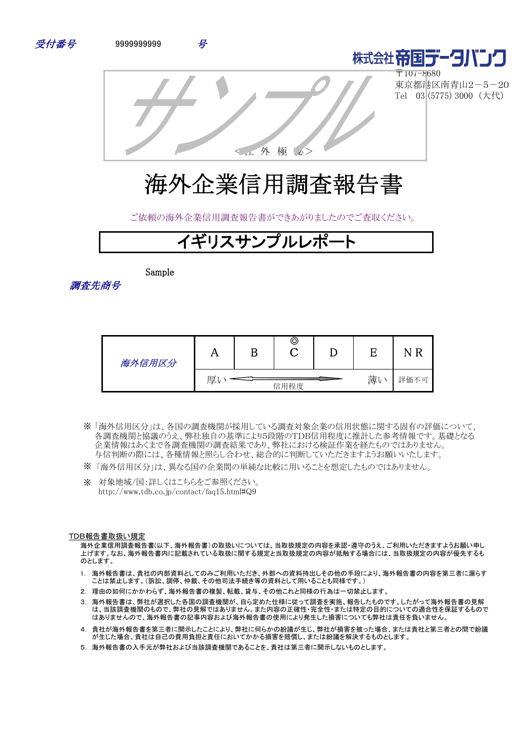受付番号　9999999999　号

株式会社帝国データバンク
〒107-8680
東京都港区南青山2－5－20
Tel　03 (5775) 3000 （大代）

サンプル

<社 外 極 秘>

# 海外企業信用調査報告書

ご依頼の海外企業信用調査報告書ができあがりましたのでご査収ください。

## イギリスサンプルレポート

調査先商号　Sample

| 海外信用区分 | A | B | ◎ C | D | E | N R |
|---|---|---|---|---|---|---|
| | 厚い ← 信用程度 | | | | 薄い | 評価不可 |

※「海外信用区分」は、各国の調査機関が採用している調査対象企業の信用状態に関する固有の評価について、各調査機関と協議のうえ、弊社独自の基準により5段階のTDB信用程度に推計した参考情報です。基礎となる企業情報はあくまで各調査機関の調査結果であり、弊社における検証作業を経たものではありません。与信判断の際には、各種情報と照らし合わせ、総合的に判断していただきますようお願いいたします。

※「海外信用区分」は、異なる国の企業間の単純な比較に用いることを想定したものではありません。

※ 対象地域/国:詳しくはこちらをご参照ください。
http://www.tdb.co.jp/contact/faq15.html#Q9

TDB報告書取扱い規定

海外企業信用調査報告書(以下、海外報告書)の取扱いについては、当取扱規定の内容を承認･遵守のうえ、ご利用いただきますようお願い申し上げます。なお、海外報告書内に記載されている取扱に関する規定と当取扱規定の内容が抵触する場合には、当取扱規定の内容が優先するものとします。

1. 海外報告書は、貴社の内部資料としてのみご利用いただき、外部への資料持出しその他の手段により、海外報告書の内容を第三者に漏らすことは禁止します。(訴訟、調停、仲裁、その他司法手続き等の資料として用いることも同様です。)
2. 理由の如何にかかわらず、海外報告書の複製、転載、貸与、その他これと同様の行為は一切禁止します。
3. 海外報告書は、弊社が選択した各国の調査機関が、自ら定めた仕様に従って調査を実施、報告したものです。したがって海外報告書の見解は、当該調査機関のもので、弊社の見解ではありません。また内容の正確性･完全性･または特定の目的についての適合性を保証するものではありませんので、海外報告書の記事内容および海外報告書の使用により発生した損害についても弊社は責任を負いません。
4. 貴社が海外報告書を第三者に開示したことにより、弊社に何らかの紛議が生じ、弊社が損害を被った場合、または貴社と第三者との間で紛議が生じた場合、貴社は自己の費用負担と責任においてかかる損害を賠償し、または紛議を解決するものとします。
5. 海外報告書の入手元が弊社および当該調査機関であることを、貴社は第三者に開示しないものとします。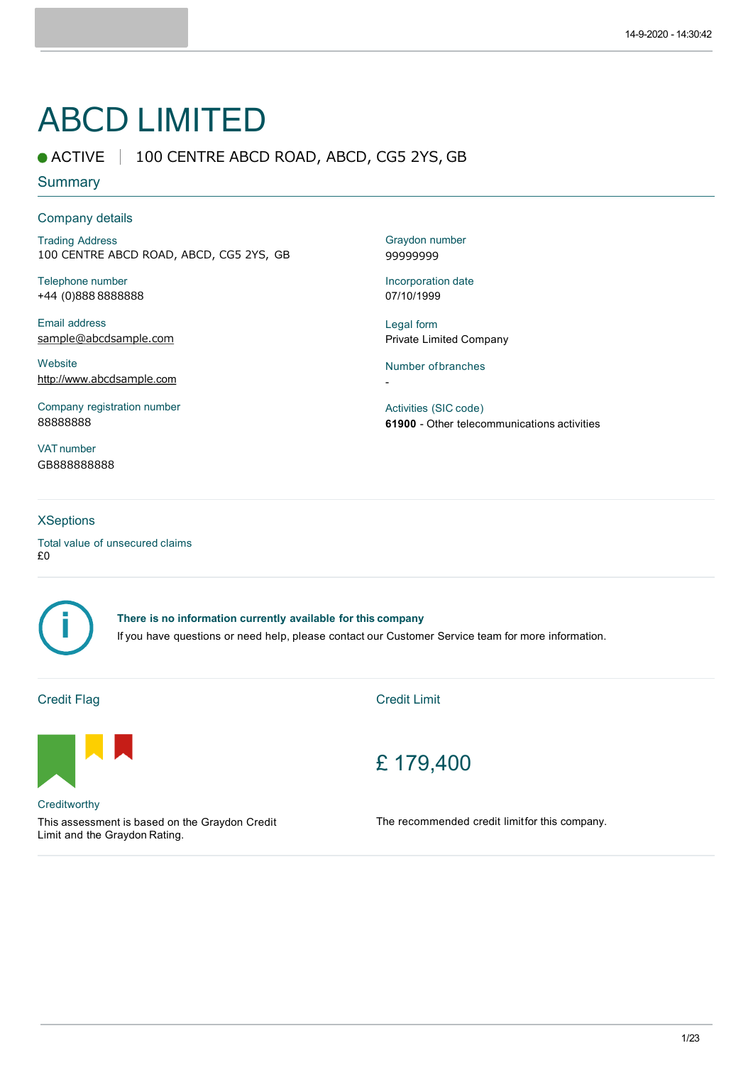# ABCD LIMITED

● ACTIVE | 100 CENTRE ABCD ROAD, ABCD, CG5 2YS, GB

## Summary

### Company details

**Trading Address**
100 CENTRE ABCD ROAD, ABCD, CG5 2YS, GB

**Telephone number**
+44 (0)888 8888888

**Email address**
sample@abcdsample.com

**Website**
http://www.abcdsample.com

**Company registration number**
88888888

**VAT number**
GB888888888

**Graydon number**
99999999

**Incorporation date**
07/10/1999

**Legal form**
Private Limited Company

**Number of branches**
-

**Activities (SIC code)**
**61900** - Other telecommunications activities

### XSeptions

**Total value of unsecured claims**
£0

**There is no information currently available for this company**
If you have questions or need help, please contact our Customer Service team for more information.

### Credit Flag

Creditworthy

This assessment is based on the Graydon Credit Limit and the Graydon Rating.

### Credit Limit

£ 179,400

The recommended credit limit for this company.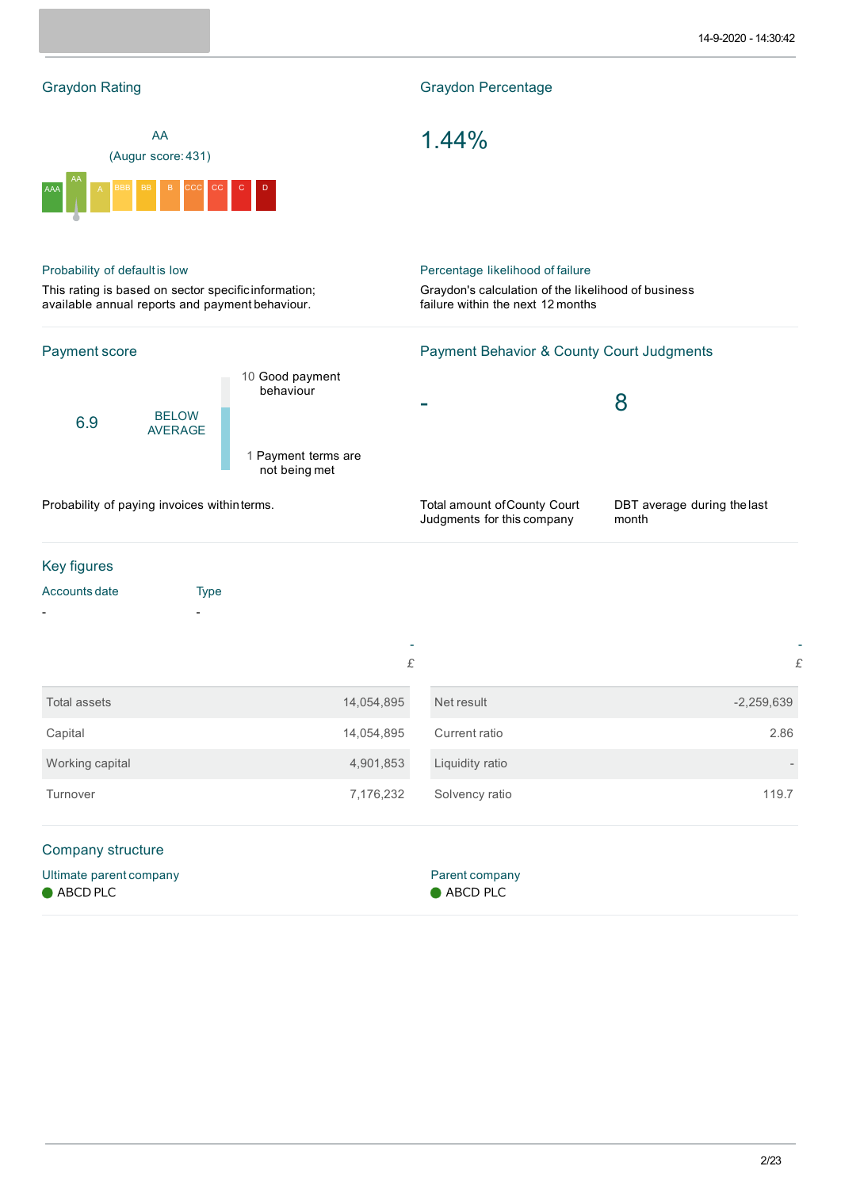## Graydon Rating

AA

(Augur score: 431)

AAA | AA | A | BBB | BB | B | CCC | CC | C | D

### Probability of default is low

This rating is based on sector specific information; available annual reports and payment behaviour.

## Graydon Percentage

1.44%

### Percentage likelihood of failure

Graydon's calculation of the likelihood of business failure within the next 12 months

## Payment score

6.9

BELOW AVERAGE

10 Good payment behaviour

1 Payment terms are not being met

Probability of paying invoices within terms.

## Payment Behavior & County Court Judgments

| - | 8 |
|---|---|
| Total amount of County Court Judgments for this company | DBT average during the last month |

## Key figures

| Accounts date | Type |
|---|---|
| - | - |

| - £ | |
|---|---|
| Total assets | 14,054,895 |
| Capital | 14,054,895 |
| Working capital | 4,901,853 |
| Turnover | 7,176,232 |

| - £ | |
|---|---|
| Net result | -2,259,639 |
| Current ratio | 2.86 |
| Liquidity ratio | - |
| Solvency ratio | 119.7 |

## Company structure

**Ultimate parent company**

ABCD PLC

**Parent company**

ABCD PLC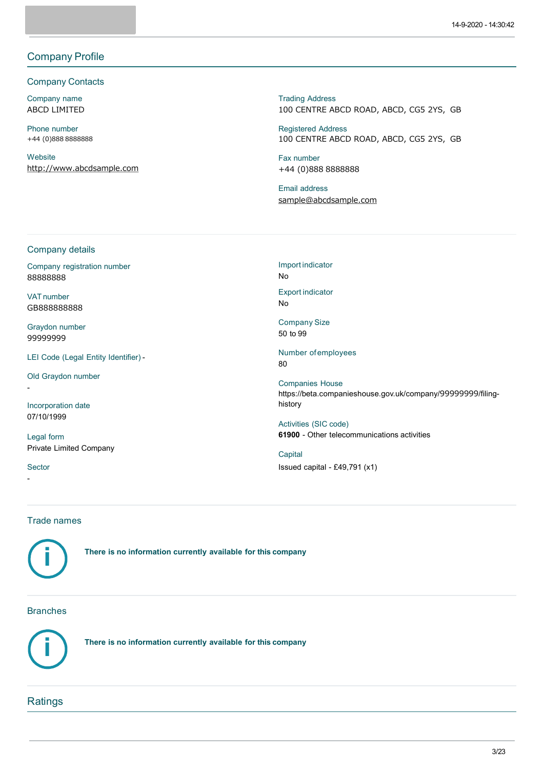## Company Profile

### Company Contacts

Company name
ABCD LIMITED

Phone number
+44 (0)888 8888888

Website
http://www.abcdsample.com

Trading Address
100 CENTRE ABCD ROAD, ABCD, CG5 2YS, GB

Registered Address
100 CENTRE ABCD ROAD, ABCD, CG5 2YS, GB

Fax number
+44 (0)888 8888888

Email address
sample@abcdsample.com

### Company details

Company registration number
88888888

VAT number
GB888888888

Graydon number
99999999

LEI Code (Legal Entity Identifier) -

Old Graydon number
-

Incorporation date
07/10/1999

Legal form
Private Limited Company

Sector
-

Import indicator
No

Export indicator
No

Company Size
50 to 99

Number of employees
80

Companies House
https://beta.companieshouse.gov.uk/company/99999999/filing-history

Activities (SIC code)
**61900** - Other telecommunications activities

Capital
Issued capital - £49,791 (x1)

### Trade names

**There is no information currently available for this company**

### Branches

**There is no information currently available for this company**

## Ratings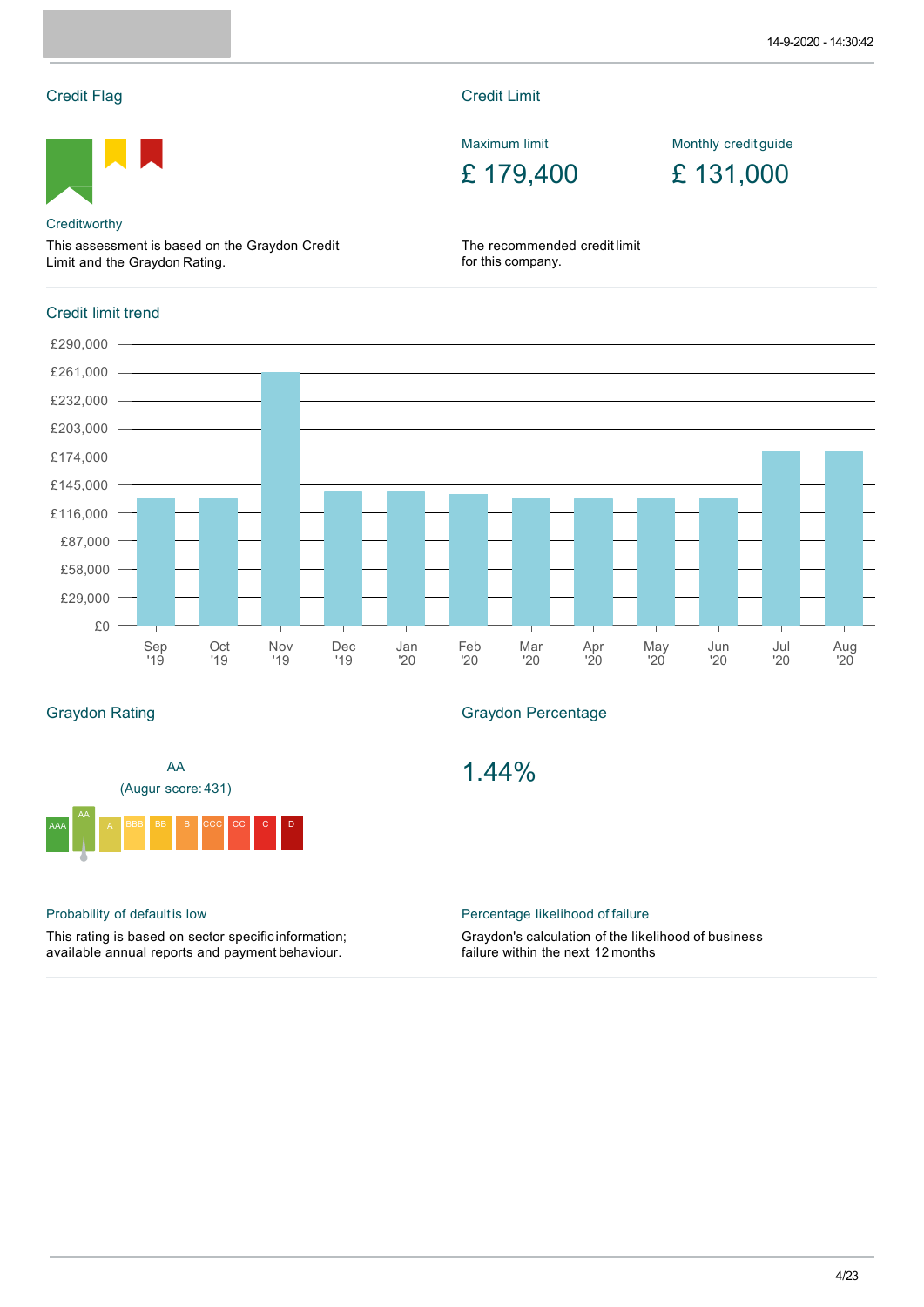## Credit Flag

Creditworthy

This assessment is based on the Graydon Credit Limit and the Graydon Rating.

## Credit Limit

Maximum limit

£ 179,400

Monthly credit guide

£ 131,000

The recommended credit limit for this company.

## Credit limit trend

£290,000
£261,000
£232,000
£203,000
£174,000
£145,000
£116,000
£87,000
£58,000
£29,000
£0

Sep '19 | Oct '19 | Nov '19 | Dec '19 | Jan '20 | Feb '20 | Mar '20 | Apr '20 | May '20 | Jun '20 | Jul '20 | Aug '20

## Graydon Rating

AA

(Augur score: 431)

AAA | AA | A | BBB | BB | B | CCC | CC | C | D

Probability of default is low

This rating is based on sector specific information; available annual reports and payment behaviour.

## Graydon Percentage

1.44%

Percentage likelihood of failure

Graydon's calculation of the likelihood of business failure within the next 12 months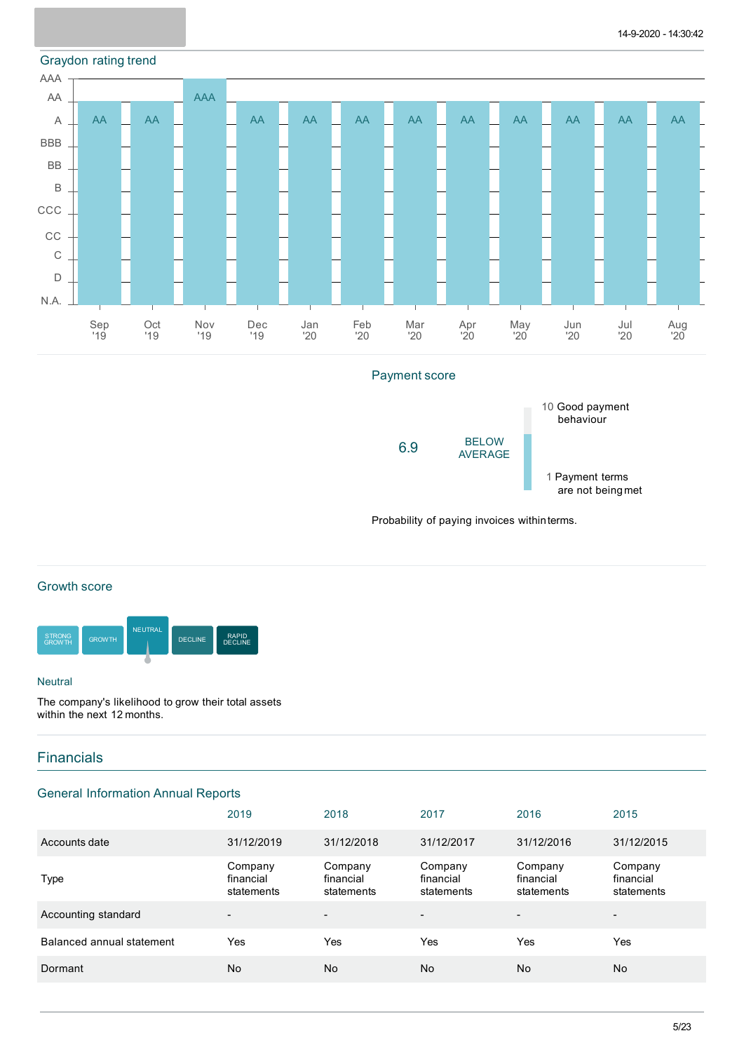## Graydon rating trend

| Month | Rating |
|---|---|
| Sep '19 | AA |
| Oct '19 | AA |
| Nov '19 | AAA |
| Dec '19 | AA |
| Jan '20 | AA |
| Feb '20 | AA |
| Mar '20 | AA |
| Apr '20 | AA |
| May '20 | AA |
| Jun '20 | AA |
| Jul '20 | AA |
| Aug '20 | AA |

## Payment score

6.9 BELOW AVERAGE

10 Good payment behaviour

1 Payment terms are not being met

Probability of paying invoices within terms.

## Growth score

STRONG GROWTH | GROWTH | NEUTRAL | DECLINE | RAPID DECLINE

Neutral

The company's likelihood to grow their total assets within the next 12 months.

# Financials

## General Information Annual Reports

| | 2019 | 2018 | 2017 | 2016 | 2015 |
|---|---|---|---|---|---|
| Accounts date | 31/12/2019 | 31/12/2018 | 31/12/2017 | 31/12/2016 | 31/12/2015 |
| Type | Company financial statements | Company financial statements | Company financial statements | Company financial statements | Company financial statements |
| Accounting standard | - | - | - | - | - |
| Balanced annual statement | Yes | Yes | Yes | Yes | Yes |
| Dormant | No | No | No | No | No |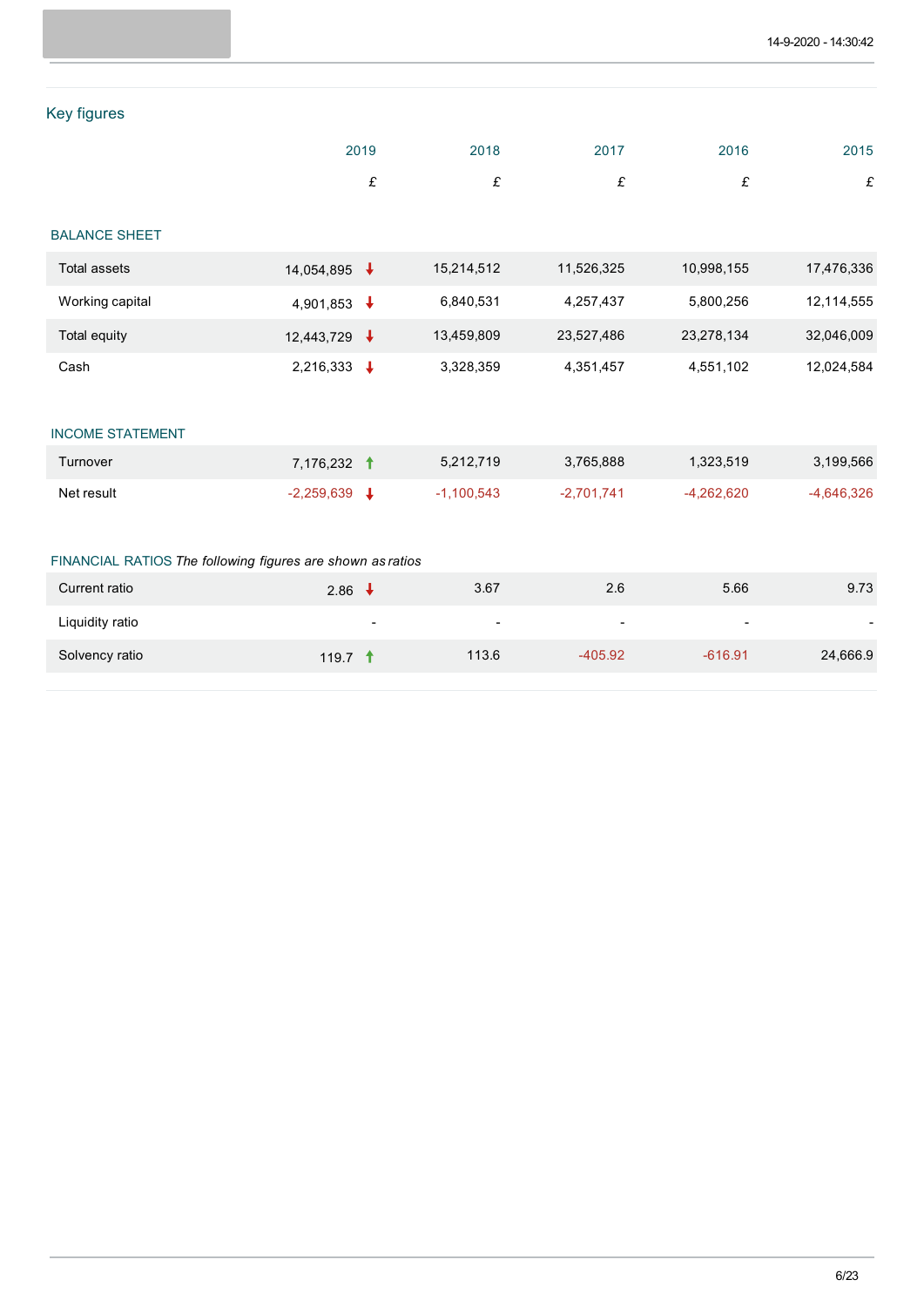## Key figures

| | 2019 | 2018 | 2017 | 2016 | 2015 |
|---|---|---|---|---|---|
| | £ | £ | £ | £ | £ |
| **BALANCE SHEET** | | | | | |
| Total assets | 14,054,895 ↓ | 15,214,512 | 11,526,325 | 10,998,155 | 17,476,336 |
| Working capital | 4,901,853 ↓ | 6,840,531 | 4,257,437 | 5,800,256 | 12,114,555 |
| Total equity | 12,443,729 ↓ | 13,459,809 | 23,527,486 | 23,278,134 | 32,046,009 |
| Cash | 2,216,333 ↓ | 3,328,359 | 4,351,457 | 4,551,102 | 12,024,584 |
| **INCOME STATEMENT** | | | | | |
| Turnover | 7,176,232 ↑ | 5,212,719 | 3,765,888 | 1,323,519 | 3,199,566 |
| Net result | -2,259,639 ↓ | -1,100,543 | -2,701,741 | -4,262,620 | -4,646,326 |
| **FINANCIAL RATIOS** *The following figures are shown as ratios* | | | | | |
| Current ratio | 2.86 ↓ | 3.67 | 2.6 | 5.66 | 9.73 |
| Liquidity ratio | - | - | - | - | - |
| Solvency ratio | 119.7 ↑ | 113.6 | -405.92 | -616.91 | 24,666.9 |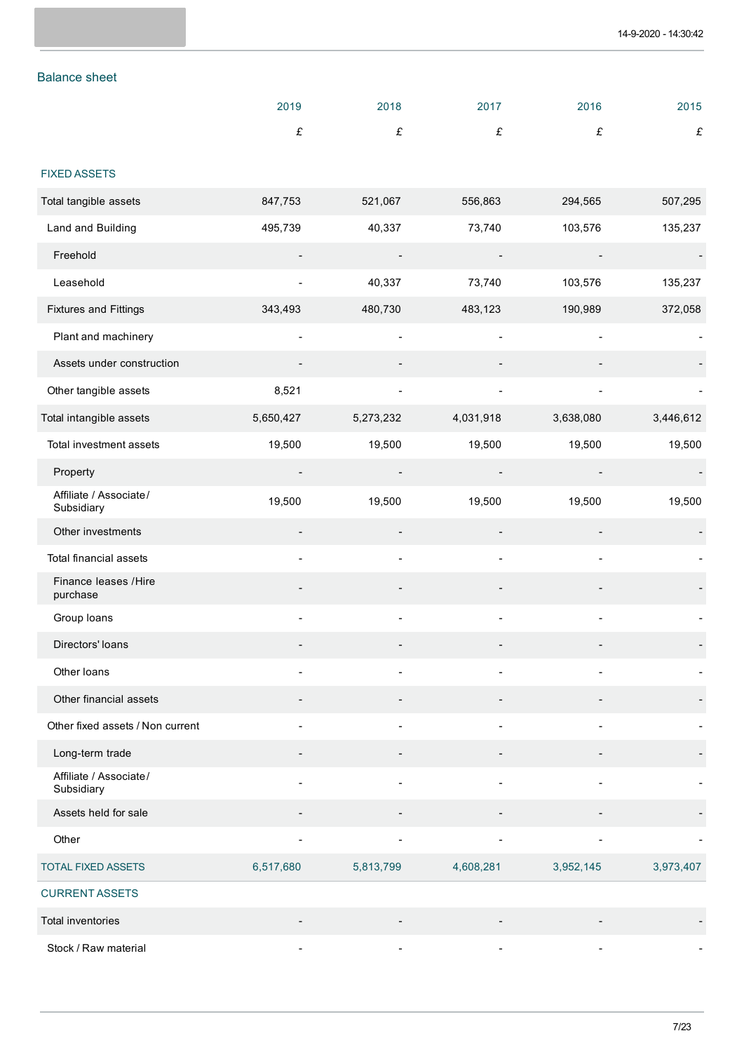## Balance sheet

| | 2019 | 2018 | 2017 | 2016 | 2015 |
|---|---|---|---|---|---|
| | £ | £ | £ | £ | £ |
| FIXED ASSETS | | | | | |
| Total tangible assets | 847,753 | 521,067 | 556,863 | 294,565 | 507,295 |
| Land and Building | 495,739 | 40,337 | 73,740 | 103,576 | 135,237 |
| Freehold | - | - | - | - | - |
| Leasehold | - | 40,337 | 73,740 | 103,576 | 135,237 |
| Fixtures and Fittings | 343,493 | 480,730 | 483,123 | 190,989 | 372,058 |
| Plant and machinery | - | - | - | - | - |
| Assets under construction | - | - | - | - | - |
| Other tangible assets | 8,521 | - | - | - | - |
| Total intangible assets | 5,650,427 | 5,273,232 | 4,031,918 | 3,638,080 | 3,446,612 |
| Total investment assets | 19,500 | 19,500 | 19,500 | 19,500 | 19,500 |
| Property | - | - | - | - | - |
| Affiliate / Associate / Subsidiary | 19,500 | 19,500 | 19,500 | 19,500 | 19,500 |
| Other investments | - | - | - | - | - |
| Total financial assets | - | - | - | - | - |
| Finance leases / Hire purchase | - | - | - | - | - |
| Group loans | - | - | - | - | - |
| Directors' loans | - | - | - | - | - |
| Other loans | - | - | - | - | - |
| Other financial assets | - | - | - | - | - |
| Other fixed assets / Non current | - | - | - | - | - |
| Long-term trade | - | - | - | - | - |
| Affiliate / Associate / Subsidiary | - | - | - | - | - |
| Assets held for sale | - | - | - | - | - |
| Other | - | - | - | - | - |
| TOTAL FIXED ASSETS | 6,517,680 | 5,813,799 | 4,608,281 | 3,952,145 | 3,973,407 |
| CURRENT ASSETS | | | | | |
| Total inventories | - | - | - | - | - |
| Stock / Raw material | - | - | - | - | - |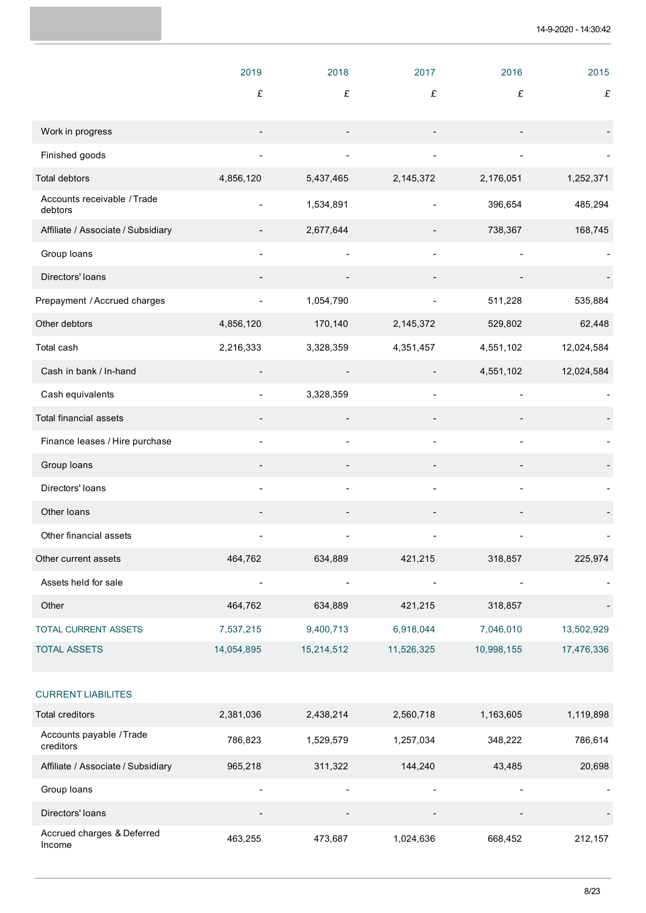| | 2019 | 2018 | 2017 | 2016 | 2015 |
|---|---|---|---|---|---|
| | £ | £ | £ | £ | £ |
| Work in progress | - | - | - | - | - |
| Finished goods | - | - | - | - | - |
| Total debtors | 4,856,120 | 5,437,465 | 2,145,372 | 2,176,051 | 1,252,371 |
| Accounts receivable / Trade debtors | - | 1,534,891 | - | 396,654 | 485,294 |
| Affiliate / Associate / Subsidiary | - | 2,677,644 | - | 738,367 | 168,745 |
| Group loans | - | - | - | - | - |
| Directors' loans | - | - | - | - | - |
| Prepayment / Accrued charges | - | 1,054,790 | - | 511,228 | 535,884 |
| Other debtors | 4,856,120 | 170,140 | 2,145,372 | 529,802 | 62,448 |
| Total cash | 2,216,333 | 3,328,359 | 4,351,457 | 4,551,102 | 12,024,584 |
| Cash in bank / In-hand | - | - | - | 4,551,102 | 12,024,584 |
| Cash equivalents | - | 3,328,359 | - | - | - |
| Total financial assets | - | - | - | - | - |
| Finance leases / Hire purchase | - | - | - | - | - |
| Group loans | - | - | - | - | - |
| Directors' loans | - | - | - | - | - |
| Other loans | - | - | - | - | - |
| Other financial assets | - | - | - | - | - |
| Other current assets | 464,762 | 634,889 | 421,215 | 318,857 | 225,974 |
| Assets held for sale | - | - | - | - | - |
| Other | 464,762 | 634,889 | 421,215 | 318,857 | - |
| TOTAL CURRENT ASSETS | 7,537,215 | 9,400,713 | 6,918,044 | 7,046,010 | 13,502,929 |
| TOTAL ASSETS | 14,054,895 | 15,214,512 | 11,526,325 | 10,998,155 | 17,476,336 |

| CURRENT LIABILITES | | | | | |
|---|---|---|---|---|---|
| Total creditors | 2,381,036 | 2,438,214 | 2,560,718 | 1,163,605 | 1,119,898 |
| Accounts payable / Trade creditors | 786,823 | 1,529,579 | 1,257,034 | 348,222 | 786,614 |
| Affiliate / Associate / Subsidiary | 965,218 | 311,322 | 144,240 | 43,485 | 20,698 |
| Group loans | - | - | - | - | - |
| Directors' loans | - | - | - | - | - |
| Accrued charges & Deferred Income | 463,255 | 473,687 | 1,024,636 | 668,452 | 212,157 |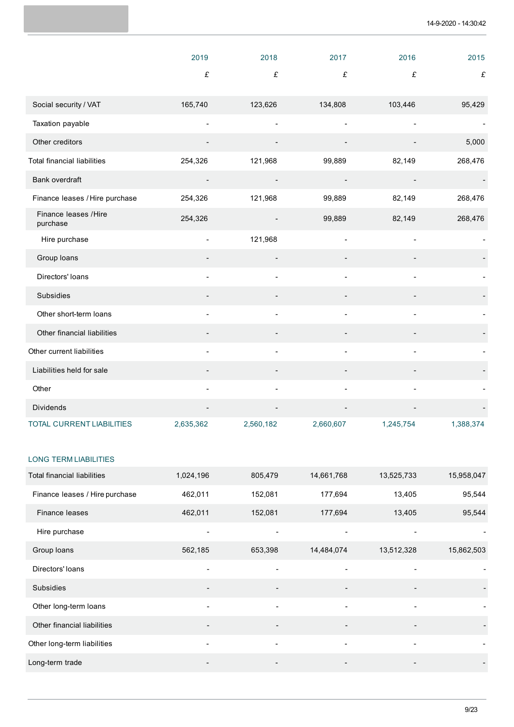| | 2019 | 2018 | 2017 | 2016 | 2015 |
|---|---|---|---|---|---|
| | £ | £ | £ | £ | £ |
| Social security / VAT | 165,740 | 123,626 | 134,808 | 103,446 | 95,429 |
| Taxation payable | - | - | - | - | - |
| Other creditors | - | - | - | - | 5,000 |
| Total financial liabilities | 254,326 | 121,968 | 99,889 | 82,149 | 268,476 |
| Bank overdraft | - | - | - | - | - |
| Finance leases / Hire purchase | 254,326 | 121,968 | 99,889 | 82,149 | 268,476 |
| Finance leases /Hire purchase | 254,326 | - | 99,889 | 82,149 | 268,476 |
| Hire purchase | - | 121,968 | - | - | - |
| Group loans | - | - | - | - | - |
| Directors' loans | - | - | - | - | - |
| Subsidies | - | - | - | - | - |
| Other short-term loans | - | - | - | - | - |
| Other financial liabilities | - | - | - | - | - |
| Other current liabilities | - | - | - | - | - |
| Liabilities held for sale | - | - | - | - | - |
| Other | - | - | - | - | - |
| Dividends | - | - | - | - | - |
| TOTAL CURRENT LIABILITIES | 2,635,362 | 2,560,182 | 2,660,607 | 1,245,754 | 1,388,374 |

LONG TERM LIABILITIES

| | 2019 | 2018 | 2017 | 2016 | 2015 |
|---|---|---|---|---|---|
| Total financial liabilities | 1,024,196 | 805,479 | 14,661,768 | 13,525,733 | 15,958,047 |
| Finance leases / Hire purchase | 462,011 | 152,081 | 177,694 | 13,405 | 95,544 |
| Finance leases | 462,011 | 152,081 | 177,694 | 13,405 | 95,544 |
| Hire purchase | - | - | - | - | - |
| Group loans | 562,185 | 653,398 | 14,484,074 | 13,512,328 | 15,862,503 |
| Directors' loans | - | - | - | - | - |
| Subsidies | - | - | - | - | - |
| Other long-term loans | - | - | - | - | - |
| Other financial liabilities | - | - | - | - | - |
| Other long-term liabilities | - | - | - | - | - |
| Long-term trade | - | - | - | - | - |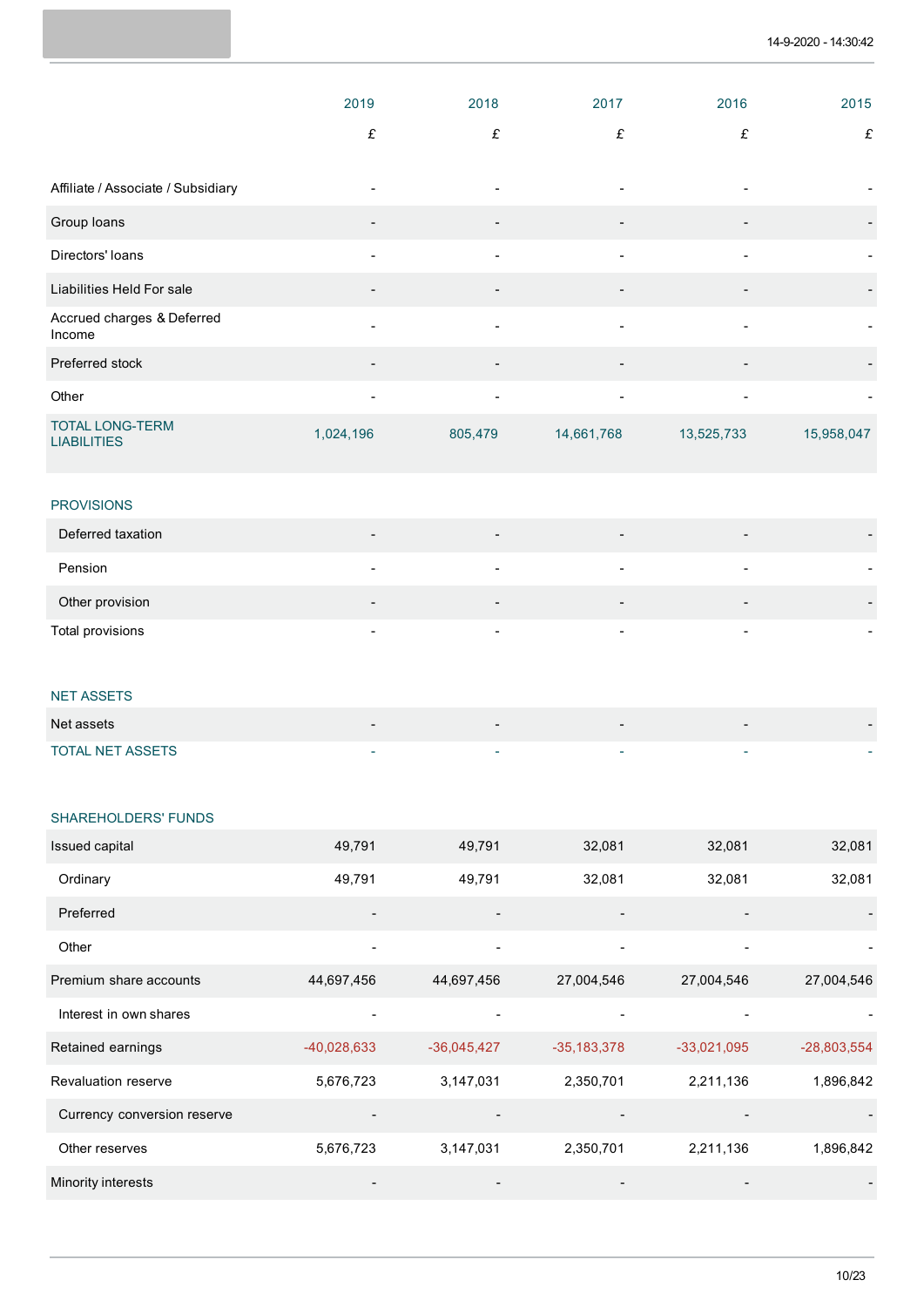| | 2019 | 2018 | 2017 | 2016 | 2015 |
|---|---|---|---|---|---|
| | £ | £ | £ | £ | £ |
| Affiliate / Associate / Subsidiary | - | - | - | - | - |
| Group loans | - | - | - | - | - |
| Directors' loans | - | - | - | - | - |
| Liabilities Held For sale | - | - | - | - | - |
| Accrued charges & Deferred Income | - | - | - | - | - |
| Preferred stock | - | - | - | - | - |
| Other | - | - | - | - | - |
| TOTAL LONG-TERM LIABILITIES | 1,024,196 | 805,479 | 14,661,768 | 13,525,733 | 15,958,047 |
| **PROVISIONS** | | | | | |
| Deferred taxation | - | - | - | - | - |
| Pension | - | - | - | - | - |
| Other provision | - | - | - | - | - |
| Total provisions | - | - | - | - | - |
| **NET ASSETS** | | | | | |
| Net assets | - | - | - | - | - |
| TOTAL NET ASSETS | - | - | - | - | - |
| **SHAREHOLDERS' FUNDS** | | | | | |
| Issued capital | 49,791 | 49,791 | 32,081 | 32,081 | 32,081 |
| Ordinary | 49,791 | 49,791 | 32,081 | 32,081 | 32,081 |
| Preferred | - | - | - | - | - |
| Other | - | - | - | - | - |
| Premium share accounts | 44,697,456 | 44,697,456 | 27,004,546 | 27,004,546 | 27,004,546 |
| Interest in own shares | - | - | - | - | - |
| Retained earnings | -40,028,633 | -36,045,427 | -35,183,378 | -33,021,095 | -28,803,554 |
| Revaluation reserve | 5,676,723 | 3,147,031 | 2,350,701 | 2,211,136 | 1,896,842 |
| Currency conversion reserve | - | - | - | - | - |
| Other reserves | 5,676,723 | 3,147,031 | 2,350,701 | 2,211,136 | 1,896,842 |
| Minority interests | - | - | - | - | - |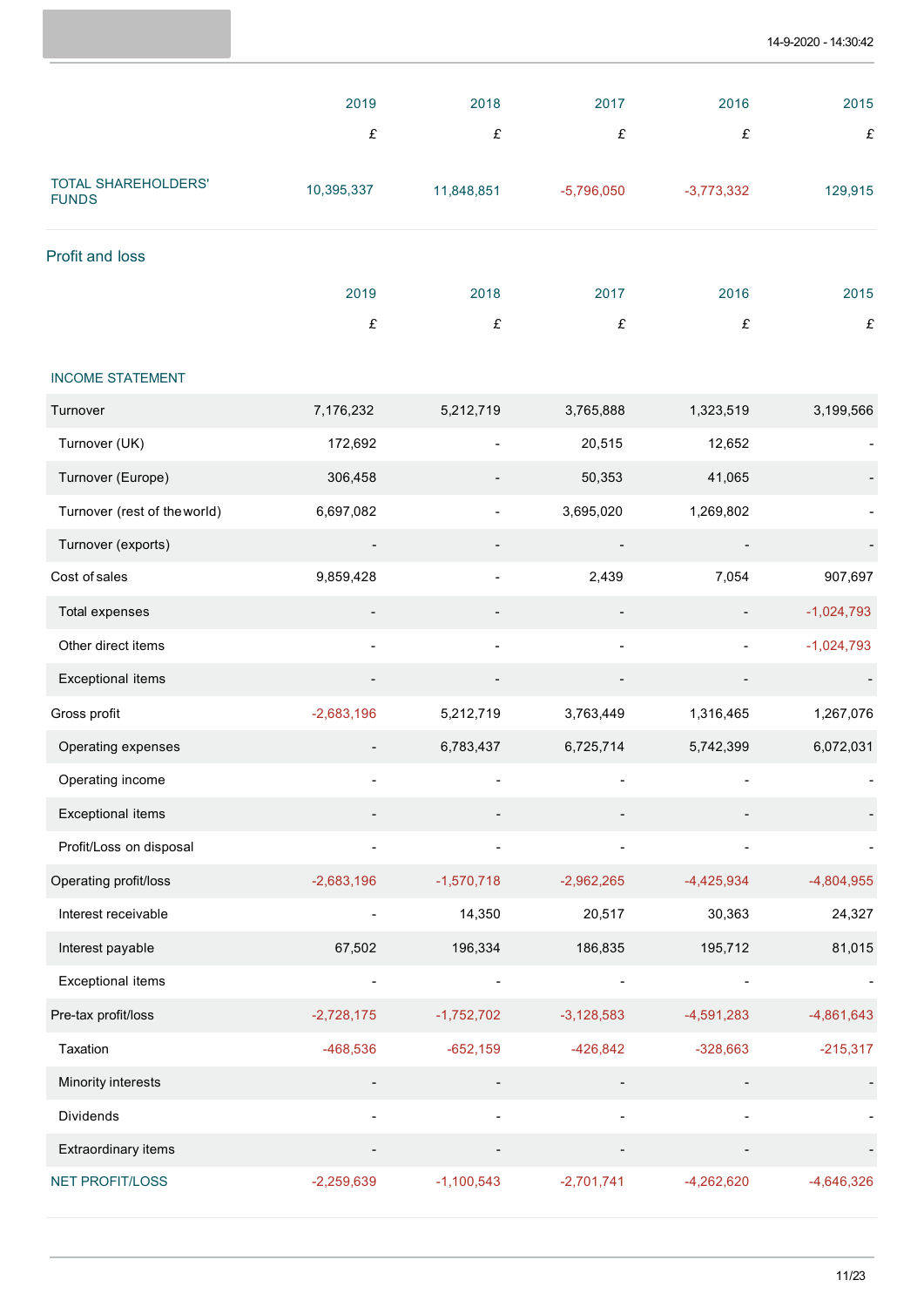| | 2019 | 2018 | 2017 | 2016 | 2015 |
|---|---|---|---|---|---|
| | £ | £ | £ | £ | £ |
| TOTAL SHAREHOLDERS' FUNDS | 10,395,337 | 11,848,851 | -5,796,050 | -3,773,332 | 129,915 |

## Profit and loss

| | 2019 | 2018 | 2017 | 2016 | 2015 |
|---|---|---|---|---|---|
| | £ | £ | £ | £ | £ |
| INCOME STATEMENT | | | | | |
| Turnover | 7,176,232 | 5,212,719 | 3,765,888 | 1,323,519 | 3,199,566 |
| Turnover (UK) | 172,692 | - | 20,515 | 12,652 | - |
| Turnover (Europe) | 306,458 | - | 50,353 | 41,065 | - |
| Turnover (rest of the world) | 6,697,082 | - | 3,695,020 | 1,269,802 | - |
| Turnover (exports) | - | - | - | - | - |
| Cost of sales | 9,859,428 | - | 2,439 | 7,054 | 907,697 |
| Total expenses | - | - | - | - | -1,024,793 |
| Other direct items | - | - | - | - | -1,024,793 |
| Exceptional items | - | - | - | - | - |
| Gross profit | -2,683,196 | 5,212,719 | 3,763,449 | 1,316,465 | 1,267,076 |
| Operating expenses | - | 6,783,437 | 6,725,714 | 5,742,399 | 6,072,031 |
| Operating income | - | - | - | - | - |
| Exceptional items | - | - | - | - | - |
| Profit/Loss on disposal | - | - | - | - | - |
| Operating profit/loss | -2,683,196 | -1,570,718 | -2,962,265 | -4,425,934 | -4,804,955 |
| Interest receivable | - | 14,350 | 20,517 | 30,363 | 24,327 |
| Interest payable | 67,502 | 196,334 | 186,835 | 195,712 | 81,015 |
| Exceptional items | - | - | - | - | - |
| Pre-tax profit/loss | -2,728,175 | -1,752,702 | -3,128,583 | -4,591,283 | -4,861,643 |
| Taxation | -468,536 | -652,159 | -426,842 | -328,663 | -215,317 |
| Minority interests | - | - | - | - | - |
| Dividends | - | - | - | - | - |
| Extraordinary items | - | - | - | - | - |
| NET PROFIT/LOSS | -2,259,639 | -1,100,543 | -2,701,741 | -4,262,620 | -4,646,326 |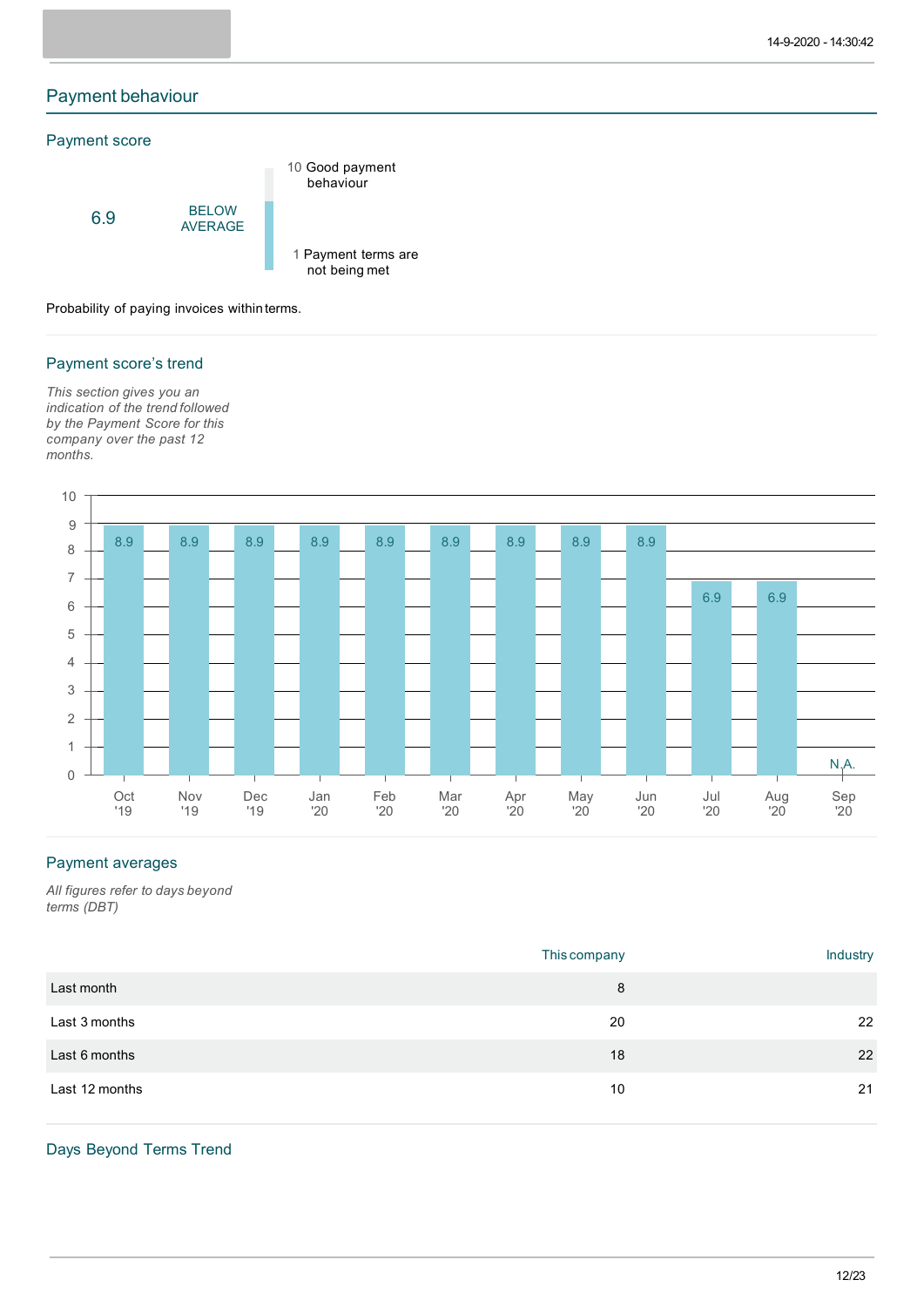## Payment behaviour

### Payment score

6.9 BELOW AVERAGE

10 Good payment behaviour

1 Payment terms are not being met

Probability of paying invoices within terms.

### Payment score's trend

*This section gives you an indication of the trend followed by the Payment Score for this company over the past 12 months.*

| Month | Score |
|---|---|
| Oct '19 | 8.9 |
| Nov '19 | 8.9 |
| Dec '19 | 8.9 |
| Jan '20 | 8.9 |
| Feb '20 | 8.9 |
| Mar '20 | 8.9 |
| Apr '20 | 8.9 |
| May '20 | 8.9 |
| Jun '20 | 8.9 |
| Jul '20 | 6.9 |
| Aug '20 | 6.9 |
| Sep '20 | N.A. |

### Payment averages

*All figures refer to days beyond terms (DBT)*

| | This company | Industry |
|---|---|---|
| Last month | 8 | |
| Last 3 months | 20 | 22 |
| Last 6 months | 18 | 22 |
| Last 12 months | 10 | 21 |

### Days Beyond Terms Trend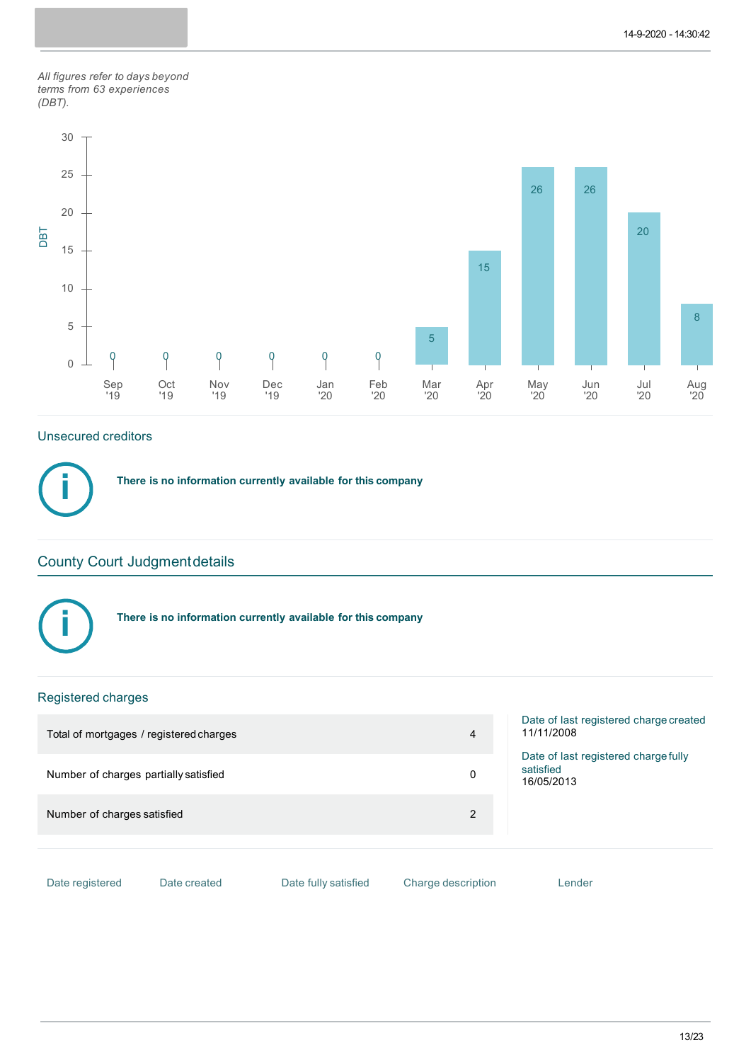*All figures refer to days beyond terms from 63 experiences (DBT).*

| Month | DBT |
|---|---|
| Sep '19 | 0 |
| Oct '19 | 0 |
| Nov '19 | 0 |
| Dec '19 | 0 |
| Jan '20 | 0 |
| Feb '20 | 0 |
| Mar '20 | 5 |
| Apr '20 | 15 |
| May '20 | 26 |
| Jun '20 | 26 |
| Jul '20 | 20 |
| Aug '20 | 8 |

## Unsecured creditors

**There is no information currently available for this company**

## County Court Judgment details

**There is no information currently available for this company**

## Registered charges

| | |
|---|---|
| Total of mortgages / registered charges | 4 |
| Number of charges partially satisfied | 0 |
| Number of charges satisfied | 2 |

Date of last registered charge created
11/11/2008

Date of last registered charge fully satisfied
16/05/2013

| Date registered | Date created | Date fully satisfied | Charge description | Lender |
|---|---|---|---|---|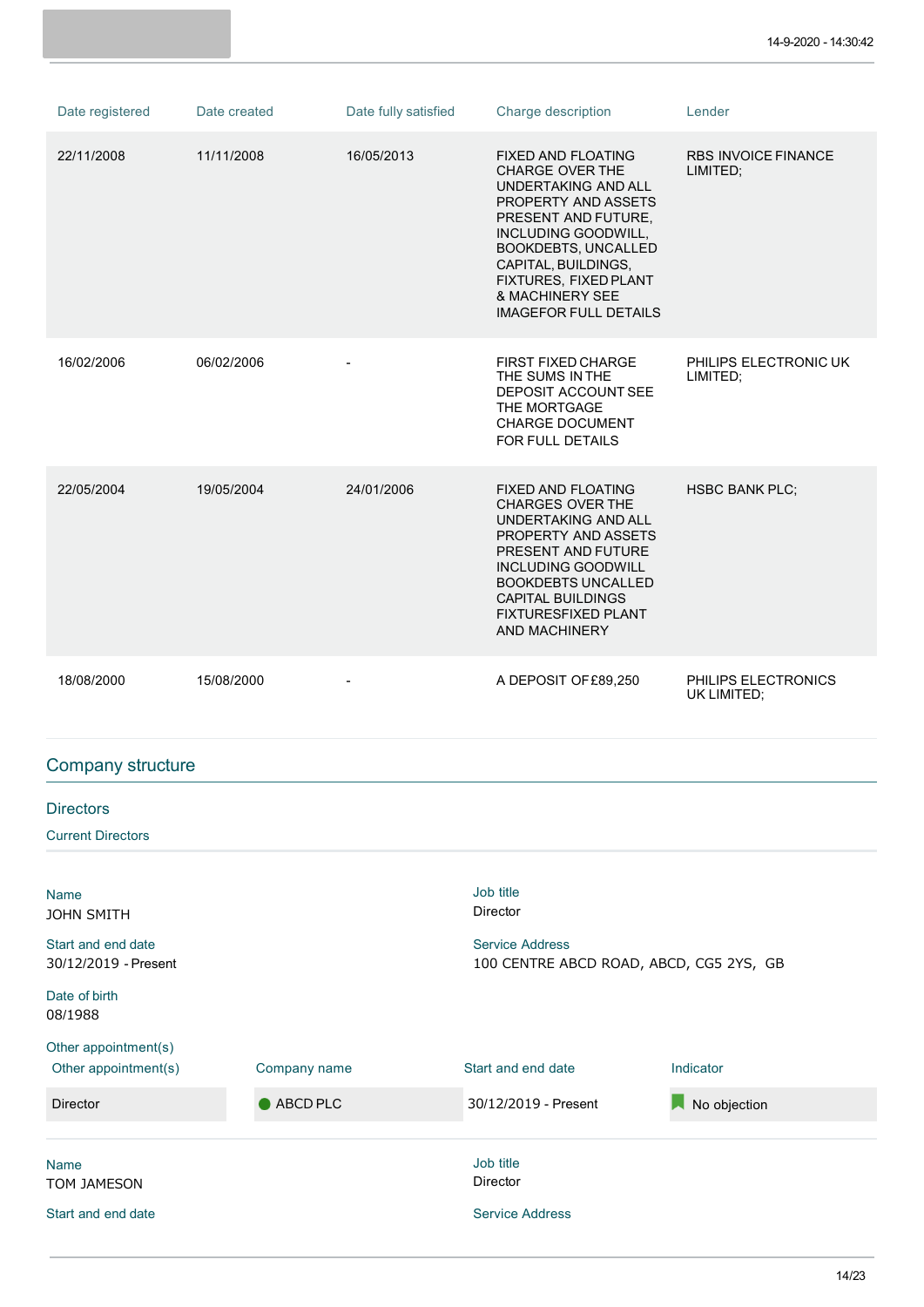| Date registered | Date created | Date fully satisfied | Charge description | Lender |
| --- | --- | --- | --- | --- |
| 22/11/2008 | 11/11/2008 | 16/05/2013 | FIXED AND FLOATING CHARGE OVER THE UNDERTAKING AND ALL PROPERTY AND ASSETS PRESENT AND FUTURE, INCLUDING GOODWILL, BOOKDEBTS, UNCALLED CAPITAL, BUILDINGS, FIXTURES, FIXED PLANT & MACHINERY SEE IMAGEFOR FULL DETAILS | RBS INVOICE FINANCE LIMITED; |
| 16/02/2006 | 06/02/2006 | - | FIRST FIXED CHARGE THE SUMS IN THE DEPOSIT ACCOUNT SEE THE MORTGAGE CHARGE DOCUMENT FOR FULL DETAILS | PHILIPS ELECTRONIC UK LIMITED; |
| 22/05/2004 | 19/05/2004 | 24/01/2006 | FIXED AND FLOATING CHARGES OVER THE UNDERTAKING AND ALL PROPERTY AND ASSETS PRESENT AND FUTURE INCLUDING GOODWILL BOOKDEBTS UNCALLED CAPITAL BUILDINGS FIXTURESFIXED PLANT AND MACHINERY | HSBC BANK PLC; |
| 18/08/2000 | 15/08/2000 | - | A DEPOSIT OF £89,250 | PHILIPS ELECTRONICS UK LIMITED; |

## Company structure

### Directors

#### Current Directors

**Name**
JOHN SMITH

**Job title**
Director

**Start and end date**
30/12/2019 - Present

**Service Address**
100 CENTRE ABCD ROAD, ABCD, CG5 2YS, GB

**Date of birth**
08/1988

**Other appointment(s)**

| Other appointment(s) | Company name | Start and end date | Indicator |
| --- | --- | --- | --- |
| Director | ABCD PLC | 30/12/2019 - Present | No objection |

**Name**
TOM JAMESON

**Job title**
Director

**Start and end date**

**Service Address**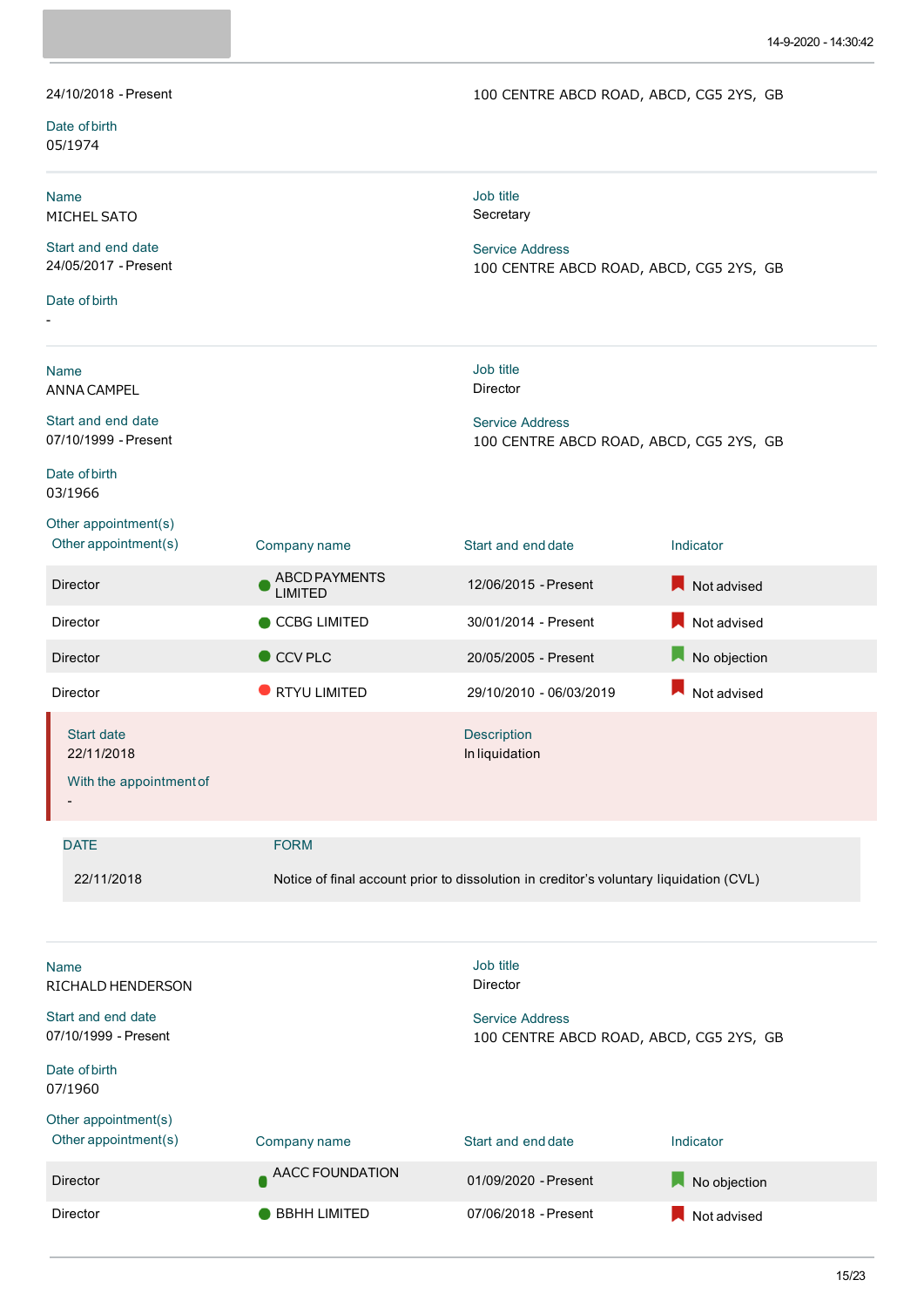24/10/2018 - Present

100 CENTRE ABCD ROAD, ABCD, CG5 2YS, GB

Date of birth
05/1974

---

Name
MICHEL SATO

Job title
Secretary

Start and end date
24/05/2017 - Present

Service Address
100 CENTRE ABCD ROAD, ABCD, CG5 2YS, GB

Date of birth
-

---

Name
ANNA CAMPEL

Job title
Director

Start and end date
07/10/1999 - Present

Service Address
100 CENTRE ABCD ROAD, ABCD, CG5 2YS, GB

Date of birth
03/1966

Other appointment(s)

| Other appointment(s) | Company name | Start and end date | Indicator |
|---|---|---|---|
| Director | ABCD PAYMENTS LIMITED | 12/06/2015 - Present | Not advised |
| Director | CCBG LIMITED | 30/01/2014 - Present | Not advised |
| Director | CCV PLC | 20/05/2005 - Present | No objection |
| Director | RTYU LIMITED | 29/10/2010 - 06/03/2019 | Not advised |

Start date
22/11/2018

Description
In liquidation

With the appointment of
-

| DATE | FORM |
|---|---|
| 22/11/2018 | Notice of final account prior to dissolution in creditor's voluntary liquidation (CVL) |

---

Name
RICHALD HENDERSON

Job title
Director

Start and end date
07/10/1999 - Present

Service Address
100 CENTRE ABCD ROAD, ABCD, CG5 2YS, GB

Date of birth
07/1960

Other appointment(s)

| Other appointment(s) | Company name | Start and end date | Indicator |
|---|---|---|---|
| Director | AACC FOUNDATION | 01/09/2020 - Present | No objection |
| Director | BBHH LIMITED | 07/06/2018 - Present | Not advised |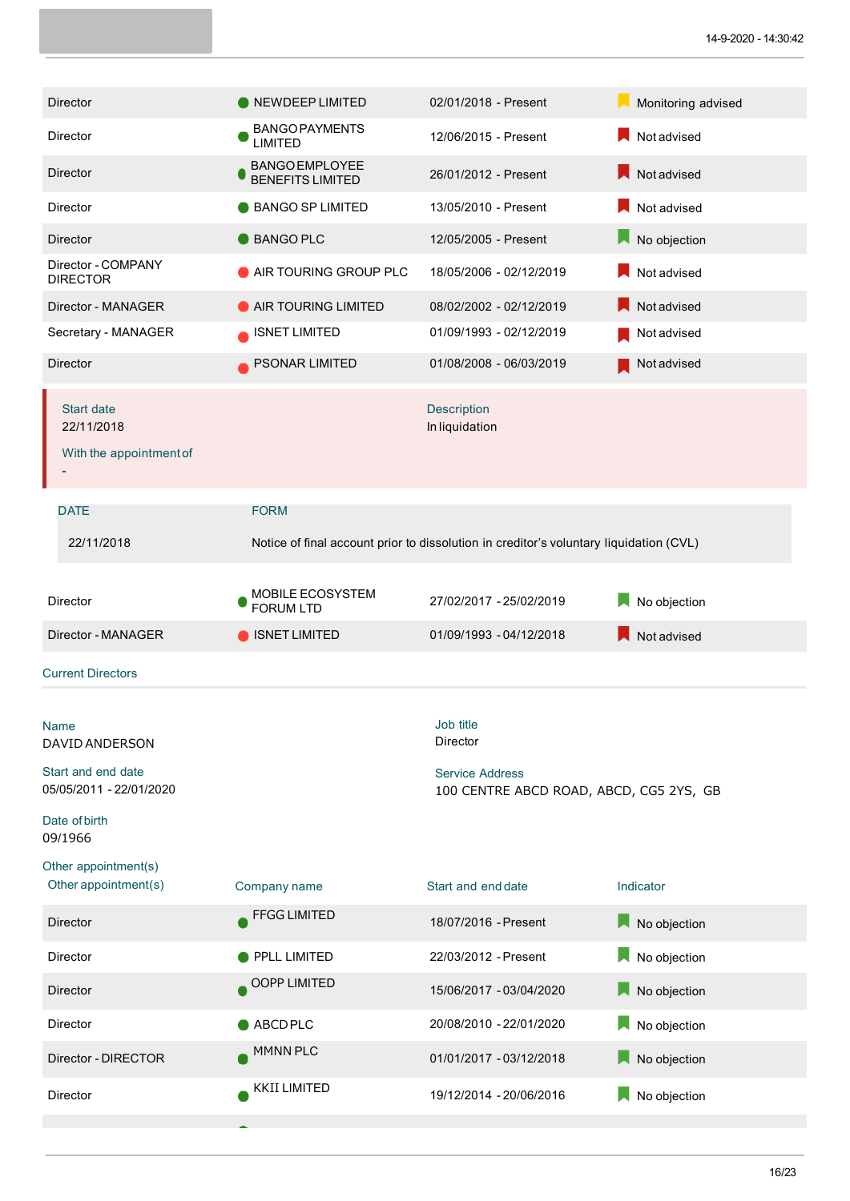| | | | |
|---|---|---|---|
| Director | NEWDEEP LIMITED | 02/01/2018 - Present | Monitoring advised |
| Director | BANGO PAYMENTS LIMITED | 12/06/2015 - Present | Not advised |
| Director | BANGO EMPLOYEE BENEFITS LIMITED | 26/01/2012 - Present | Not advised |
| Director | BANGO SP LIMITED | 13/05/2010 - Present | Not advised |
| Director | BANGO PLC | 12/05/2005 - Present | No objection |
| Director - COMPANY DIRECTOR | AIR TOURING GROUP PLC | 18/05/2006 - 02/12/2019 | Not advised |
| Director - MANAGER | AIR TOURING LIMITED | 08/02/2002 - 02/12/2019 | Not advised |
| Secretary - MANAGER | ISNET LIMITED | 01/09/1993 - 02/12/2019 | Not advised |
| Director | PSONAR LIMITED | 01/08/2008 - 06/03/2019 | Not advised |

Start date
22/11/2018

Description
In liquidation

With the appointment of
-

| DATE | FORM |
|---|---|
| 22/11/2018 | Notice of final account prior to dissolution in creditor's voluntary liquidation (CVL) |

| | | | |
|---|---|---|---|
| Director | MOBILE ECOSYSTEM FORUM LTD | 27/02/2017 - 25/02/2019 | No objection |
| Director - MANAGER | ISNET LIMITED | 01/09/1993 - 04/12/2018 | Not advised |

## Current Directors

Name
DAVID ANDERSON

Job title
Director

Start and end date
05/05/2011 - 22/01/2020

Service Address
100 CENTRE ABCD ROAD, ABCD, CG5 2YS, GB

Date of birth
09/1966

Other appointment(s)

| Other appointment(s) | Company name | Start and end date | Indicator |
|---|---|---|---|
| Director | FFGG LIMITED | 18/07/2016 - Present | No objection |
| Director | PPLL LIMITED | 22/03/2012 - Present | No objection |
| Director | OOPP LIMITED | 15/06/2017 - 03/04/2020 | No objection |
| Director | ABCD PLC | 20/08/2010 - 22/01/2020 | No objection |
| Director - DIRECTOR | MMNN PLC | 01/01/2017 - 03/12/2018 | No objection |
| Director | KKII LIMITED | 19/12/2014 - 20/06/2016 | No objection |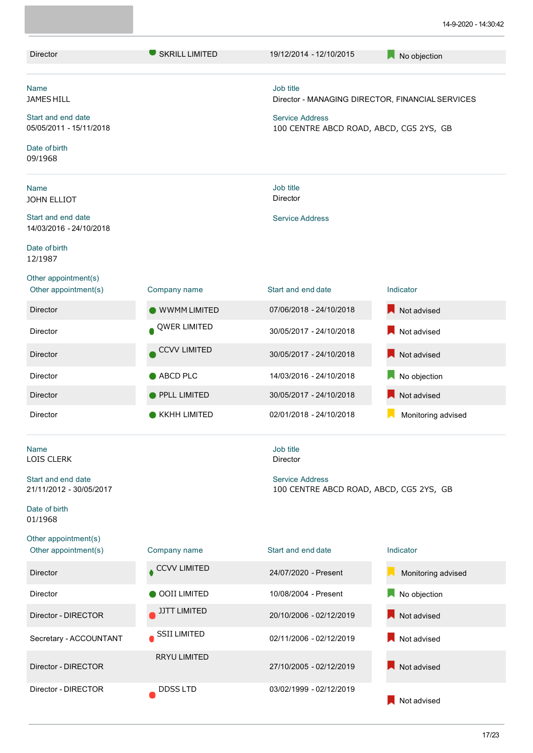| Director | SKRILL LIMITED | 19/12/2014 - 12/10/2015 | No objection |
|---|---|---|---|

Name
JAMES HILL

Job title
Director - MANAGING DIRECTOR, FINANCIAL SERVICES

Start and end date
05/05/2011 - 15/11/2018

Service Address
100 CENTRE ABCD ROAD, ABCD, CG5 2YS, GB

Date of birth
09/1968

Name
JOHN ELLIOT

Job title
Director

Start and end date
14/03/2016 - 24/10/2018

Service Address

Date of birth
12/1987

Other appointment(s)

| Other appointment(s) | Company name | Start and end date | Indicator |
|---|---|---|---|
| Director | WWMM LIMITED | 07/06/2018 - 24/10/2018 | Not advised |
| Director | QWER LIMITED | 30/05/2017 - 24/10/2018 | Not advised |
| Director | CCVV LIMITED | 30/05/2017 - 24/10/2018 | Not advised |
| Director | ABCD PLC | 14/03/2016 - 24/10/2018 | No objection |
| Director | PPLL LIMITED | 30/05/2017 - 24/10/2018 | Not advised |
| Director | KKHH LIMITED | 02/01/2018 - 24/10/2018 | Monitoring advised |

Name
LOIS CLERK

Job title
Director

Start and end date
21/11/2012 - 30/05/2017

Service Address
100 CENTRE ABCD ROAD, ABCD, CG5 2YS, GB

Date of birth
01/1968

Other appointment(s)

| Other appointment(s) | Company name | Start and end date | Indicator |
|---|---|---|---|
| Director | CCVV LIMITED | 24/07/2020 - Present | Monitoring advised |
| Director | OOII LIMITED | 10/08/2004 - Present | No objection |
| Director - DIRECTOR | JJTT LIMITED | 20/10/2006 - 02/12/2019 | Not advised |
| Secretary - ACCOUNTANT | SSII LIMITED | 02/11/2006 - 02/12/2019 | Not advised |
| Director - DIRECTOR | RRYU LIMITED | 27/10/2005 - 02/12/2019 | Not advised |
| Director - DIRECTOR | DDSS LTD | 03/02/1999 - 02/12/2019 | Not advised |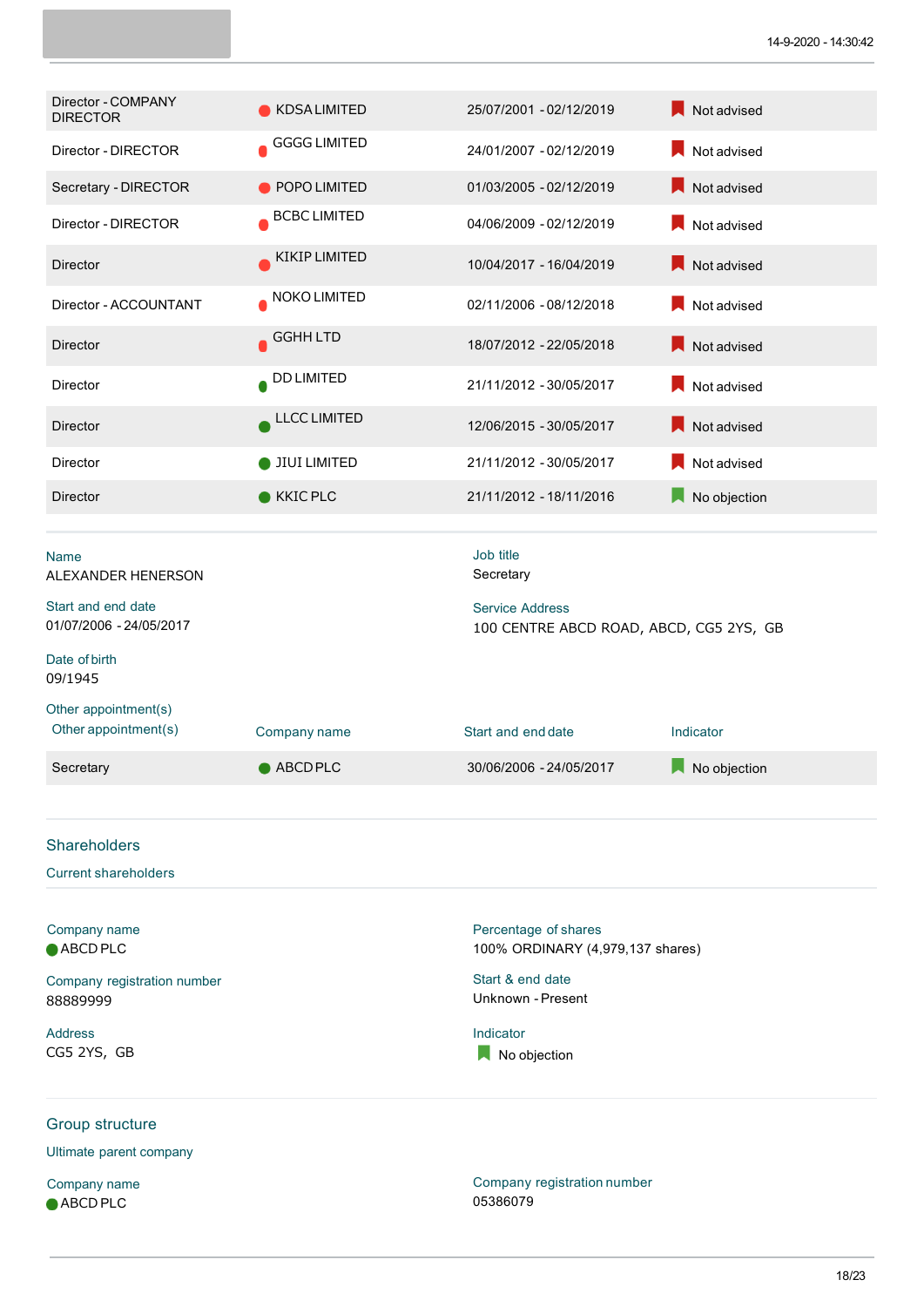| | | | |
|---|---|---|---|
| Director - COMPANY DIRECTOR | KDSA LIMITED | 25/07/2001 - 02/12/2019 | Not advised |
| Director - DIRECTOR | GGGG LIMITED | 24/01/2007 - 02/12/2019 | Not advised |
| Secretary - DIRECTOR | POPO LIMITED | 01/03/2005 - 02/12/2019 | Not advised |
| Director - DIRECTOR | BCBC LIMITED | 04/06/2009 - 02/12/2019 | Not advised |
| Director | KIKIP LIMITED | 10/04/2017 - 16/04/2019 | Not advised |
| Director - ACCOUNTANT | NOKO LIMITED | 02/11/2006 - 08/12/2018 | Not advised |
| Director | GGHH LTD | 18/07/2012 - 22/05/2018 | Not advised |
| Director | DD LIMITED | 21/11/2012 - 30/05/2017 | Not advised |
| Director | LLCC LIMITED | 12/06/2015 - 30/05/2017 | Not advised |
| Director | JIUI LIMITED | 21/11/2012 - 30/05/2017 | Not advised |
| Director | KKIC PLC | 21/11/2012 - 18/11/2016 | No objection |

Name
ALEXANDER HENERSON

Job title
Secretary

Start and end date
01/07/2006 - 24/05/2017

Service Address
100 CENTRE ABCD ROAD, ABCD, CG5 2YS, GB

Date of birth
09/1945

Other appointment(s)

| Other appointment(s) | Company name | Start and end date | Indicator |
|---|---|---|---|
| Secretary | ABCD PLC | 30/06/2006 - 24/05/2017 | No objection |

## Shareholders

### Current shareholders

Company name
ABCD PLC

Percentage of shares
100% ORDINARY (4,979,137 shares)

Company registration number
88889999

Start & end date
Unknown - Present

Address
CG5 2YS, GB

Indicator
No objection

## Group structure

### Ultimate parent company

Company name
ABCD PLC

Company registration number
05386079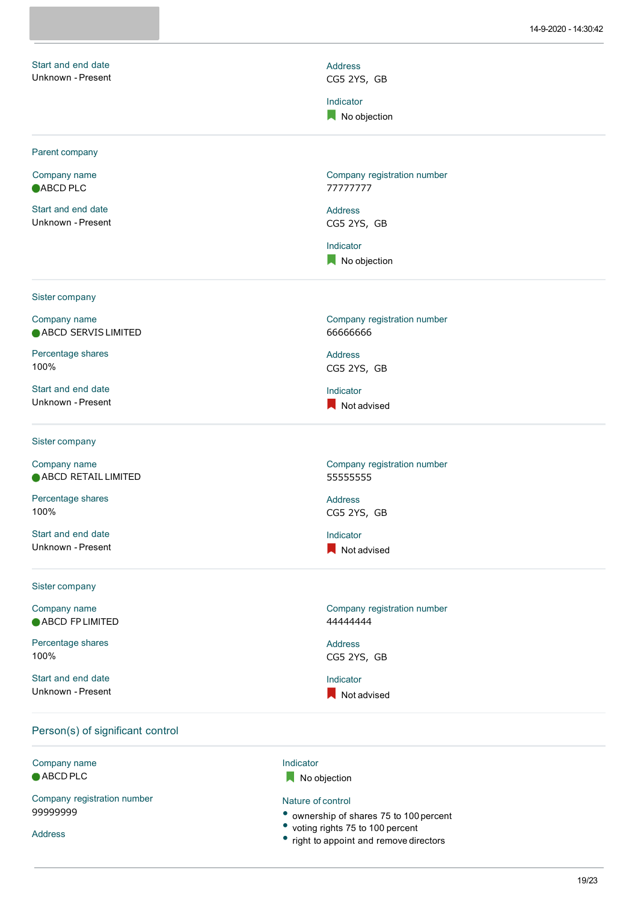**Start and end date**
Unknown - Present

**Address**
CG5 2YS, GB

**Indicator**
No objection

---

### Parent company

**Company name**
ABCD PLC

**Company registration number**
77777777

**Start and end date**
Unknown - Present

**Address**
CG5 2YS, GB

**Indicator**
No objection

---

### Sister company

**Company name**
ABCD SERVIS LIMITED

**Company registration number**
66666666

**Percentage shares**
100%

**Address**
CG5 2YS, GB

**Start and end date**
Unknown - Present

**Indicator**
Not advised

---

### Sister company

**Company name**
ABCD RETAIL LIMITED

**Company registration number**
55555555

**Percentage shares**
100%

**Address**
CG5 2YS, GB

**Start and end date**
Unknown - Present

**Indicator**
Not advised

---

### Sister company

**Company name**
ABCD FP LIMITED

**Company registration number**
44444444

**Percentage shares**
100%

**Address**
CG5 2YS, GB

**Start and end date**
Unknown - Present

**Indicator**
Not advised

---

## Person(s) of significant control

**Company name**
ABCD PLC

**Indicator**
No objection

**Company registration number**
99999999

**Nature of control**
- ownership of shares 75 to 100 percent
- voting rights 75 to 100 percent
- right to appoint and remove directors

**Address**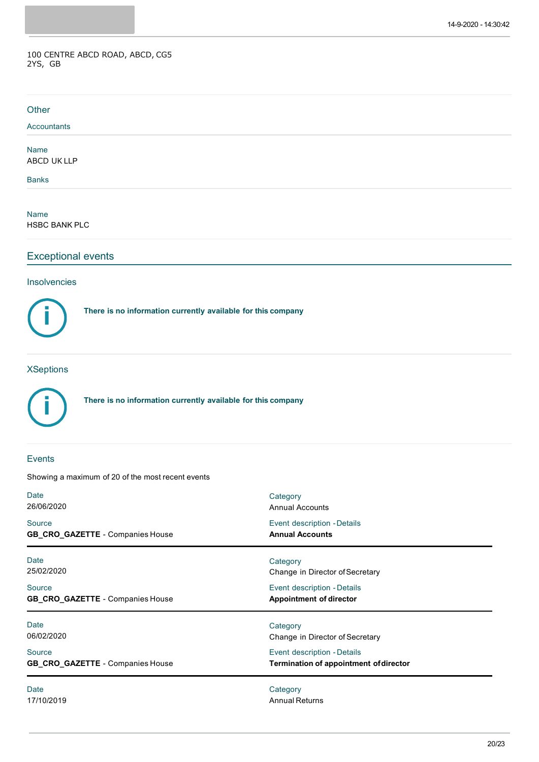100 CENTRE ABCD ROAD, ABCD, CG5 2YS, GB

### Other

#### Accountants

Name
ABCD UK LLP

#### Banks

Name
HSBC BANK PLC

## Exceptional events

### Insolvencies

**There is no information currently available for this company**

### XSeptions

**There is no information currently available for this company**

### Events

Showing a maximum of 20 of the most recent events

Date
26/06/2020

Category
Annual Accounts

Source
**GB_CRO_GAZETTE** - Companies House

Event description - Details
**Annual Accounts**

---

Date
25/02/2020

Category
Change in Director of Secretary

Source
**GB_CRO_GAZETTE** - Companies House

Event description - Details
**Appointment of director**

---

Date
06/02/2020

Category
Change in Director of Secretary

Source
**GB_CRO_GAZETTE** - Companies House

Event description - Details
**Termination of appointment of director**

---

Date
17/10/2019

Category
Annual Returns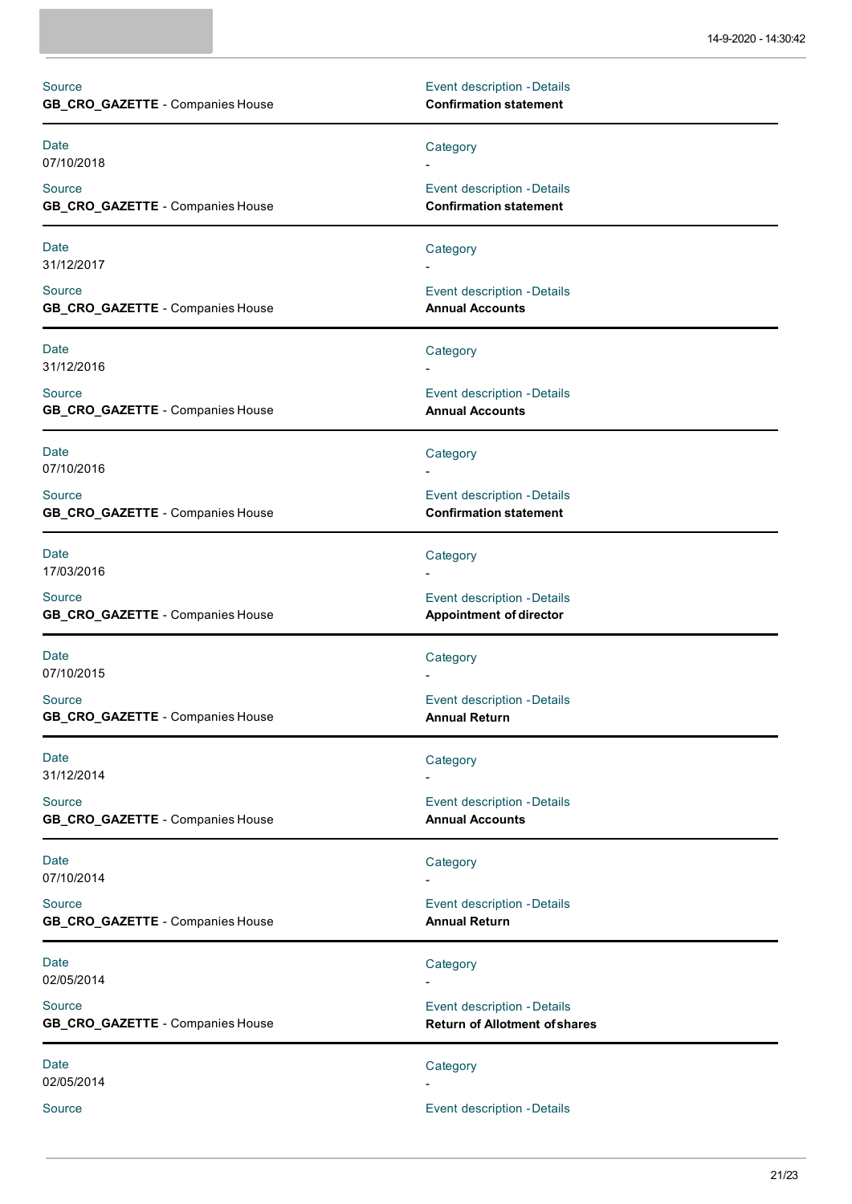Source
**GB_CRO_GAZETTE** - Companies House

Event description - Details
**Confirmation statement**

---

Date
07/10/2018

Category
-

Source
**GB_CRO_GAZETTE** - Companies House

Event description - Details
**Confirmation statement**

---

Date
31/12/2017

Category
-

Source
**GB_CRO_GAZETTE** - Companies House

Event description - Details
**Annual Accounts**

---

Date
31/12/2016

Category
-

Source
**GB_CRO_GAZETTE** - Companies House

Event description - Details
**Annual Accounts**

---

Date
07/10/2016

Category
-

Source
**GB_CRO_GAZETTE** - Companies House

Event description - Details
**Confirmation statement**

---

Date
17/03/2016

Category
-

Source
**GB_CRO_GAZETTE** - Companies House

Event description - Details
**Appointment of director**

---

Date
07/10/2015

Category
-

Source
**GB_CRO_GAZETTE** - Companies House

Event description - Details
**Annual Return**

---

Date
31/12/2014

Category
-

Source
**GB_CRO_GAZETTE** - Companies House

Event description - Details
**Annual Accounts**

---

Date
07/10/2014

Category
-

Source
**GB_CRO_GAZETTE** - Companies House

Event description - Details
**Annual Return**

---

Date
02/05/2014

Category
-

Source
**GB_CRO_GAZETTE** - Companies House

Event description - Details
**Return of Allotment of shares**

---

Date
02/05/2014

Category
-

Source

Event description - Details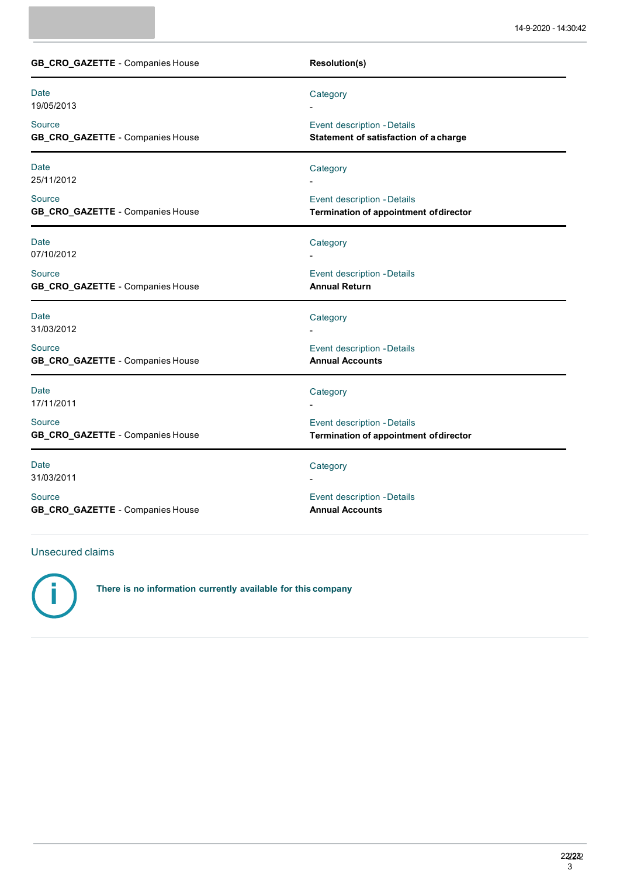**GB_CRO_GAZETTE** - Companies House | **Resolution(s)**

---

Date
19/05/2013

Category
-

Source
**GB_CRO_GAZETTE** - Companies House

Event description - Details
**Statement of satisfaction of a charge**

---

Date
25/11/2012

Category
-

Source
**GB_CRO_GAZETTE** - Companies House

Event description - Details
**Termination of appointment of director**

---

Date
07/10/2012

Category
-

Source
**GB_CRO_GAZETTE** - Companies House

Event description - Details
**Annual Return**

---

Date
31/03/2012

Category
-

Source
**GB_CRO_GAZETTE** - Companies House

Event description - Details
**Annual Accounts**

---

Date
17/11/2011

Category
-

Source
**GB_CRO_GAZETTE** - Companies House

Event description - Details
**Termination of appointment of director**

---

Date
31/03/2011

Category
-

Source
**GB_CRO_GAZETTE** - Companies House

Event description - Details
**Annual Accounts**

---

## Unsecured claims

**There is no information currently available for this company**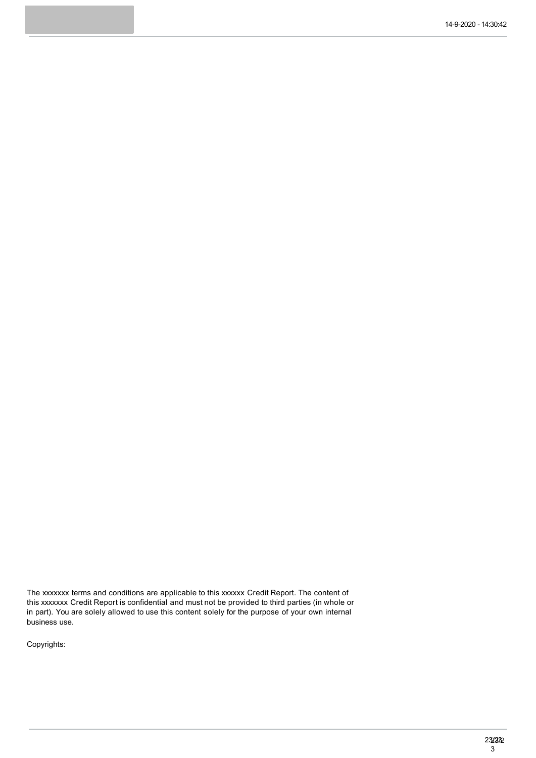The xxxxxxx terms and conditions are applicable to this xxxxxx Credit Report. The content of this xxxxxxx Credit Report is confidential and must not be provided to third parties (in whole or in part). You are solely allowed to use this content solely for the purpose of your own internal business use.

Copyrights: